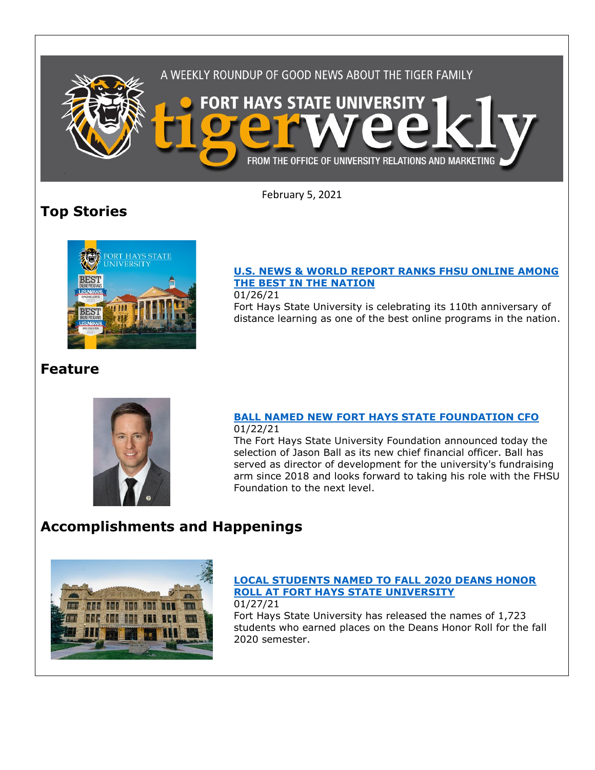A WEEKLY ROUNDUP OF GOOD NEWS ABOUT THE TIGER FAMILY

FORT HAYS STATE UNIVERSITY tigerweekly

FROM THE OFFICE OF UNIVERSITY RELATIONS AND MARKETING

February 5, 2021

## Top Stories

### U.S. NEWS & WORLD REPORT RANKS FHSU ONLINE AMONG THE BEST IN THE NATION

01/26/21

Fort Hays State University is celebrating its 110th anniversary of distance learning as one of the best online programs in the nation.

## Feature

### BALL NAMED NEW FORT HAYS STATE FOUNDATION CFO

01/22/21

The Fort Hays State University Foundation announced today the selection of Jason Ball as its new chief financial officer. Ball has served as director of development for the university's fundraising arm since 2018 and looks forward to taking his role with the FHSU Foundation to the next level.

## Accomplishments and Happenings

### LOCAL STUDENTS NAMED TO FALL 2020 DEANS HONOR ROLL AT FORT HAYS STATE UNIVERSITY

01/27/21

Fort Hays State University has released the names of 1,723 students who earned places on the Deans Honor Roll for the fall 2020 semester.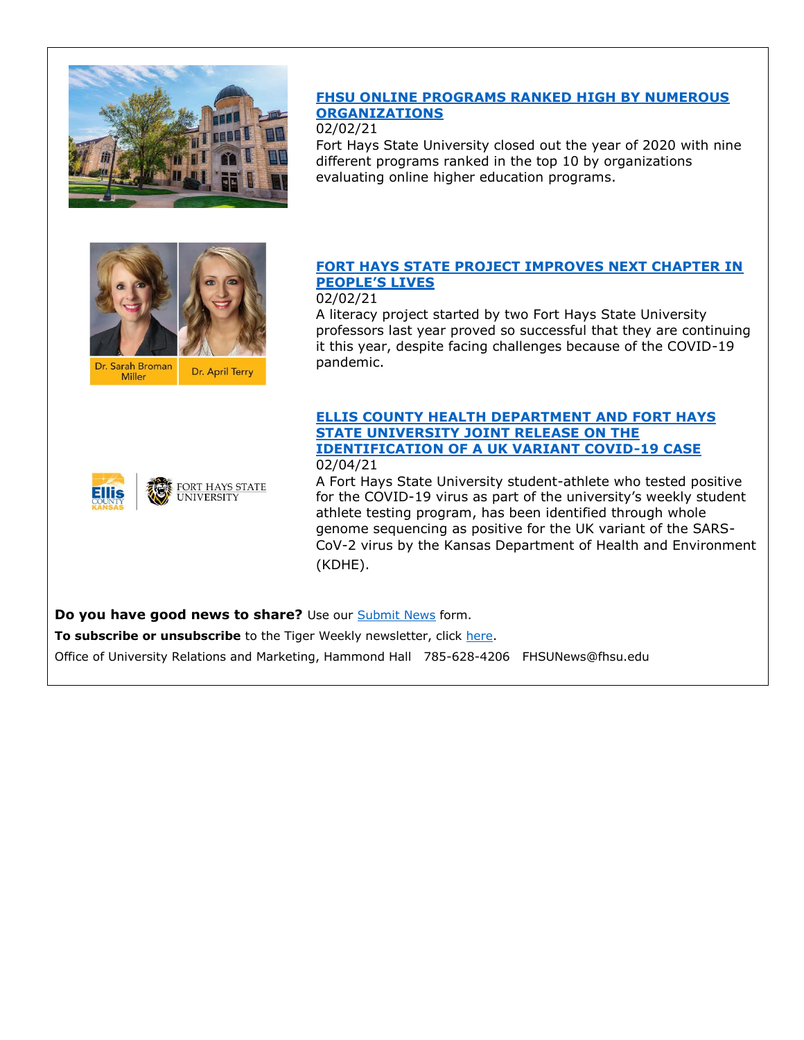### [FHSU ONLINE PROGRAMS RANKED HIGH BY NUMEROUS ORGANIZATIONS]

02/02/21

Fort Hays State University closed out the year of 2020 with nine different programs ranked in the top 10 by organizations evaluating online higher education programs.

Dr. Sarah Broman Miller | Dr. April Terry

### [FORT HAYS STATE PROJECT IMPROVES NEXT CHAPTER IN PEOPLE'S LIVES]

02/02/21

A literacy project started by two Fort Hays State University professors last year proved so successful that they are continuing it this year, despite facing challenges because of the COVID-19 pandemic.

### [ELLIS COUNTY HEALTH DEPARTMENT AND FORT HAYS STATE UNIVERSITY JOINT RELEASE ON THE IDENTIFICATION OF A UK VARIANT COVID-19 CASE]

02/04/21

A Fort Hays State University student-athlete who tested positive for the COVID-19 virus as part of the university's weekly student athlete testing program, has been identified through whole genome sequencing as positive for the UK variant of the SARS-CoV-2 virus by the Kansas Department of Health and Environment (KDHE).

**Do you have good news to share?** Use our [Submit News] form.

**To subscribe or unsubscribe** to the Tiger Weekly newsletter, click [here].

Office of University Relations and Marketing, Hammond Hall 785-628-4206 FHSUNews@fhsu.edu